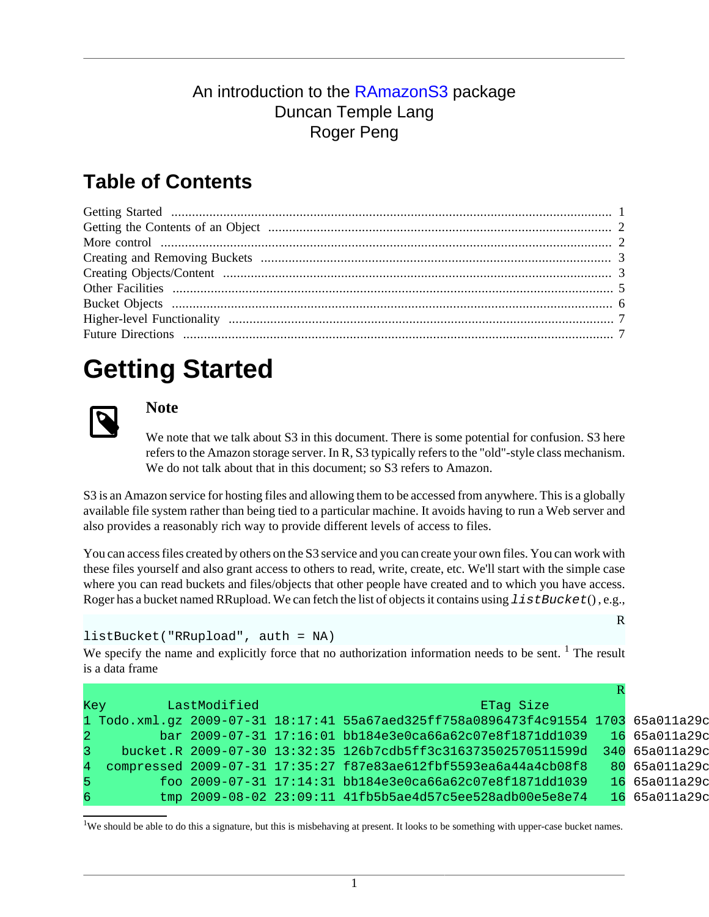An introduction to the RAmazonS3 package

Duncan Temple Lang

Roger Peng

## Table of Contents

Getting Started ........ 1
Getting the Contents of an Object ........ 2
More control ........ 2
Creating and Removing Buckets ........ 3
Creating Objects/Content ........ 3
Other Facilities ........ 5
Bucket Objects ........ 6
Higher-level Functionality ........ 7
Future Directions ........ 7

# Getting Started

> **Note**
>
> We note that we talk about S3 in this document. There is some potential for confusion. S3 here refers to the Amazon storage server. In R, S3 typically refers to the "old"-style class mechanism. We do not talk about that in this document; so S3 refers to Amazon.

S3 is an Amazon service for hosting files and allowing them to be accessed from anywhere. This is a globally available file system rather than being tied to a particular machine. It avoids having to run a Web server and also provides a reasonably rich way to provide different levels of access to files.

You can access files created by others on the S3 service and you can create your own files. You can work with these files yourself and also grant access to others to read, write, create, etc. We'll start with the simple case where you can read buckets and files/objects that other people have created and to which you have access. Roger has a bucket named RRupload. We can fetch the list of objects it contains using `listBucket()`, e.g.,

```r
listBucket("RRupload", auth = NA)
```

We specify the name and explicitly force that no authorization information needs to be sent. [1] The result is a data frame

```
Key          LastModified                             ETag Size
1 Todo.xml.gz 2009-07-31 18:17:41 55a67aed325ff758a0896473f4c91554 1703 65a011a29c
2         bar 2009-07-31 17:16:01 bb184e3e0ca66a62c07e8f1871dd1039   16 65a011a29c
3    bucket.R 2009-07-30 13:32:35 126b7cdb5ff3c316373502570511599d  340 65a011a29c
4  compressed 2009-07-31 17:35:27 f87e83ae612fbf5593ea6a44a4cb08f8   80 65a011a29c
5         foo 2009-07-31 17:14:31 bb184e3e0ca66a62c07e8f1871dd1039   16 65a011a29c
6         tmp 2009-08-02 23:09:11 41fb5b5ae4d57c5ee528adb00e5e8e74   16 65a011a29c
```

[1] We should be able to do this a signature, but this is misbehaving at present. It looks to be something with upper-case bucket names.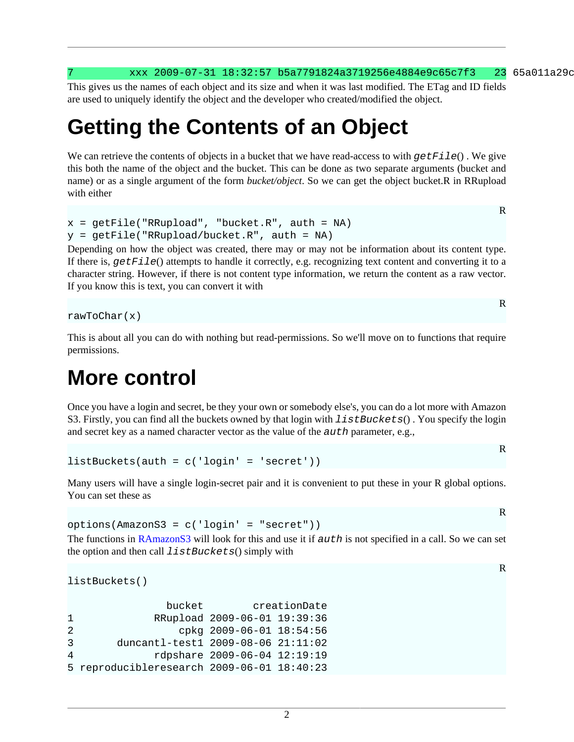```
7          xxx 2009-07-31 18:32:57 b5a7791824a3719256e4884e9c65c7f3   23 65a011a29c
```

This gives us the names of each object and its size and when it was last modified. The ETag and ID fields are used to uniquely identify the object and the developer who created/modified the object.

# Getting the Contents of an Object

We can retrieve the contents of objects in a bucket that we have read-access to with `getFile()` . We give this both the name of the object and the bucket. This can be done as two separate arguments (bucket and name) or as a single argument of the form *bucket/object*. So we can get the object bucket.R in RRupload with either

```
x = getFile("RRupload", "bucket.R", auth = NA)
y = getFile("RRupload/bucket.R", auth = NA)
```

Depending on how the object was created, there may or may not be information about its content type. If there is, `getFile()` attempts to handle it correctly, e.g. recognizing text content and converting it to a character string. However, if there is not content type information, we return the content as a raw vector. If you know this is text, you can convert it with

```
rawToChar(x)
```

This is about all you can do with nothing but read-permissions. So we'll move on to functions that require permissions.

# More control

Once you have a login and secret, be they your own or somebody else's, you can do a lot more with Amazon S3. Firstly, you can find all the buckets owned by that login with `listBuckets()` . You specify the login and secret key as a named character vector as the value of the `auth` parameter, e.g.,

```
listBuckets(auth = c('login' = 'secret'))
```

Many users will have a single login-secret pair and it is convenient to put these in your R global options. You can set these as

```
options(AmazonS3 = c('login' = "secret"))
```

The functions in RAmazonS3 will look for this and use it if `auth` is not specified in a call. So we can set the option and then call `listBuckets()` simply with

```
listBuckets()

                bucket        creationDate
1             RRupload 2009-06-01 19:39:36
2                 cpkg 2009-06-01 18:54:56
3       duncantl-test1 2009-08-06 21:11:02
4             rdpshare 2009-06-04 12:19:19
5 reproducibleresearch 2009-06-01 18:40:23
```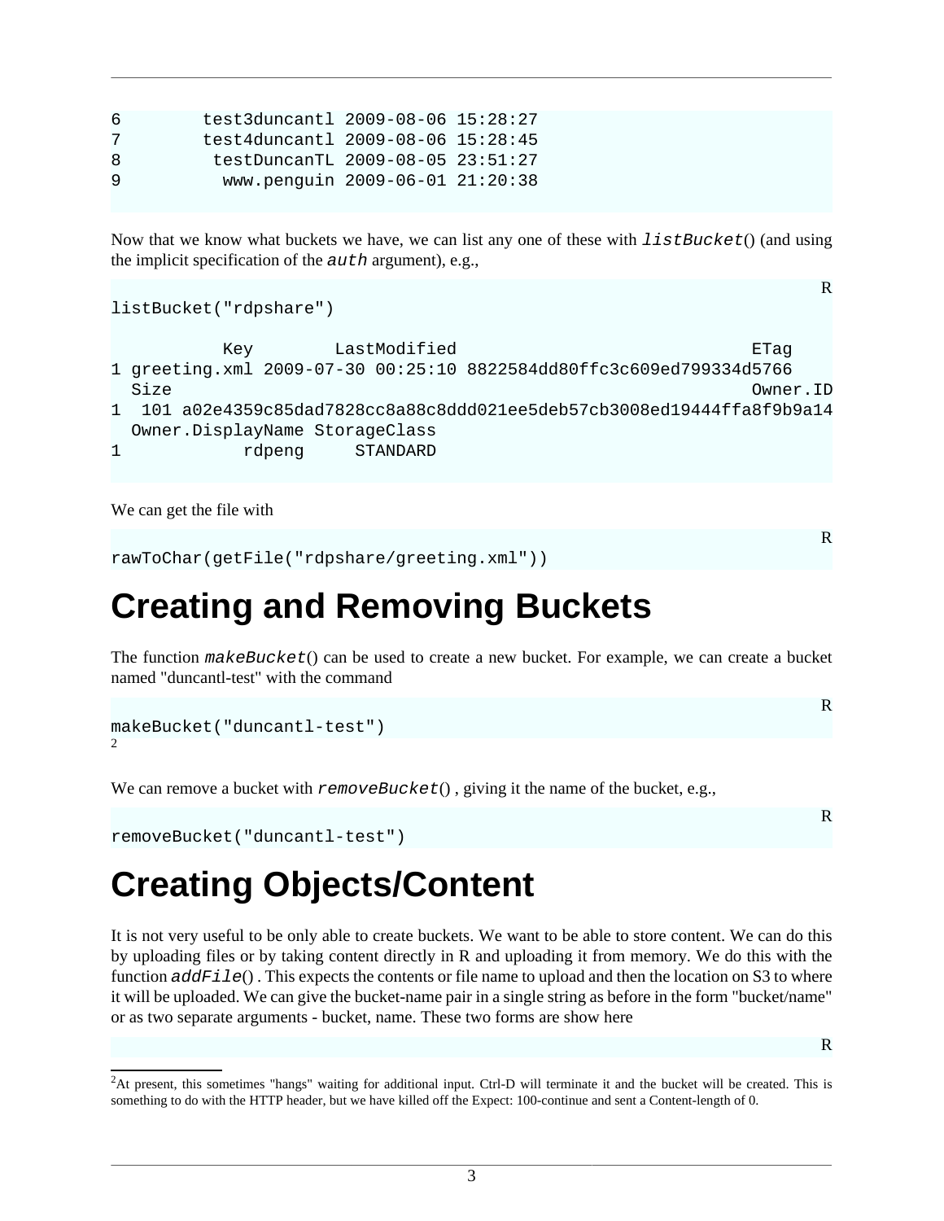```
6        test3duncantl 2009-08-06 15:28:27
7        test4duncantl 2009-08-06 15:28:45
8         testDuncanTL 2009-08-05 23:51:27
9          www.penguin 2009-06-01 21:20:38
```

Now that we know what buckets we have, we can list any one of these with `listBucket()` (and using the implicit specification of the `auth` argument), e.g.,

```
listBucket("rdpshare")

          Key        LastModified                             ETag
1 greeting.xml 2009-07-30 00:25:10 8822584dd80ffc3c609ed799334d5766
  Size                                                          Owner.ID
1  101 a02e4359c85dad7828cc8a88c8ddd021ee5deb57cb3008ed19444ffa8f9b9a14
  Owner.DisplayName StorageClass
1            rdpeng     STANDARD
```

We can get the file with

```
rawToChar(getFile("rdpshare/greeting.xml"))
```

# Creating and Removing Buckets

The function `makeBucket()` can be used to create a new bucket. For example, we can create a bucket named "duncantl-test" with the command

```
makeBucket("duncantl-test")
```

[2]

We can remove a bucket with `removeBucket()` , giving it the name of the bucket, e.g.,

```
removeBucket("duncantl-test")
```

# Creating Objects/Content

It is not very useful to be only able to create buckets. We want to be able to store content. We can do this by uploading files or by taking content directly in R and uploading it from memory. We do this with the function `addFile()` . This expects the contents or file name to upload and then the location on S3 to where it will be uploaded. We can give the bucket-name pair in a single string as before in the form "bucket/name" or as two separate arguments - bucket, name. These two forms are show here

[2]At present, this sometimes "hangs" waiting for additional input. Ctrl-D will terminate it and the bucket will be created. This is something to do with the HTTP header, but we have killed off the Expect: 100-continue and sent a Content-length of 0.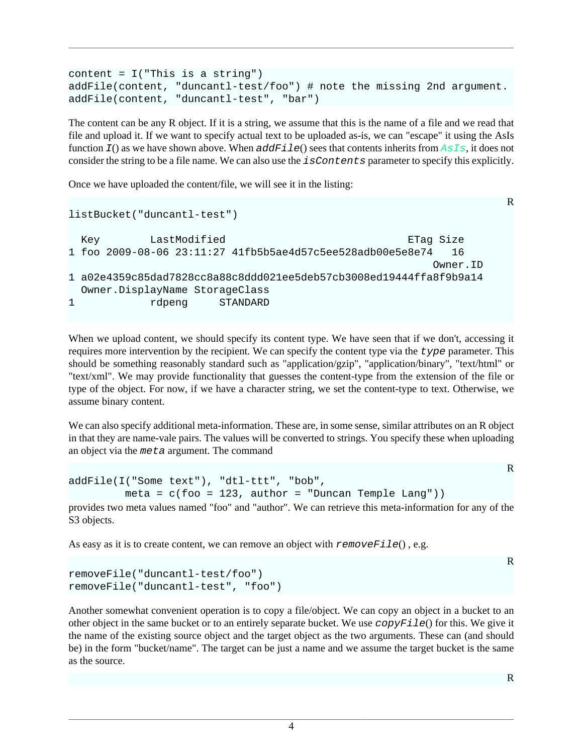```
content = I("This is a string")
addFile(content, "duncantl-test/foo") # note the missing 2nd argument.
addFile(content, "duncantl-test", "bar")
```

The content can be any R object. If it is a string, we assume that this is the name of a file and we read that file and upload it. If we want to specify actual text to be uploaded as-is, we can "escape" it using the AsIs function *I*() as we have shown above. When *addFile*() sees that contents inherits from *AsIs*, it does not consider the string to be a file name. We can also use the *isContents* parameter to specify this explicitly.

Once we have uploaded the content/file, we will see it in the listing:

```
listBucket("duncantl-test")

  Key         LastModified                                 ETag Size
1 foo 2009-08-06 23:11:27 41fb5b5ae4d57c5ee528adb00e5e8e74   16
                                                                 Owner.ID
1 a02e4359c85dad7828cc8a88c8ddd021ee5deb57cb3008ed19444ffa8f9b9a14
  Owner.DisplayName StorageClass
1            rdpeng     STANDARD
```

When we upload content, we should specify its content type. We have seen that if we don't, accessing it requires more intervention by the recipient. We can specify the content type via the *type* parameter. This should be something reasonably standard such as "application/gzip", "application/binary", "text/html" or "text/xml". We may provide functionality that guesses the content-type from the extension of the file or type of the object. For now, if we have a character string, we set the content-type to text. Otherwise, we assume binary content.

We can also specify additional meta-information. These are, in some sense, similar attributes on an R object in that they are name-vale pairs. The values will be converted to strings. You specify these when uploading an object via the *meta* argument. The command

```
addFile(I("Some text"), "dtl-ttt", "bob",
         meta = c(foo = 123, author = "Duncan Temple Lang"))
```

provides two meta values named "foo" and "author". We can retrieve this meta-information for any of the S3 objects.

As easy as it is to create content, we can remove an object with *removeFile*() , e.g.

```
removeFile("duncantl-test/foo")
removeFile("duncantl-test", "foo")
```

Another somewhat convenient operation is to copy a file/object. We can copy an object in a bucket to an other object in the same bucket or to an entirely separate bucket. We use *copyFile*() for this. We give it the name of the existing source object and the target object as the two arguments. These can (and should be) in the form "bucket/name". The target can be just a name and we assume the target bucket is the same as the source.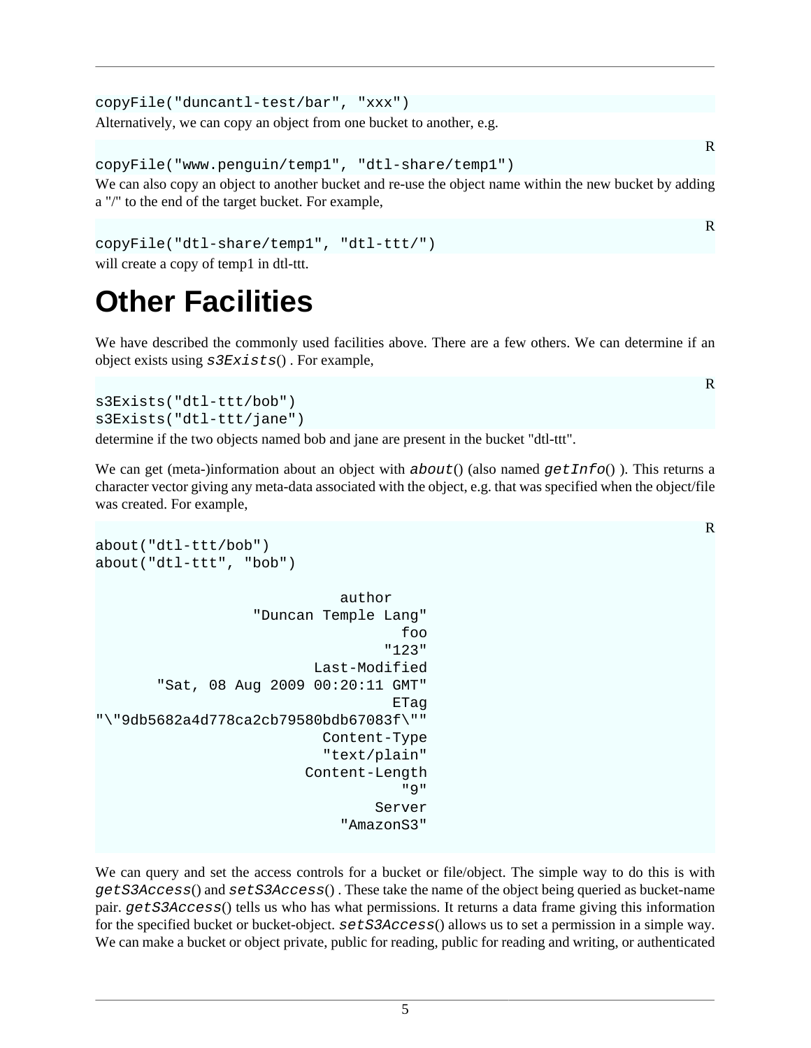```
copyFile("duncantl-test/bar", "xxx")
```

Alternatively, we can copy an object from one bucket to another, e.g.

```
copyFile("www.penguin/temp1", "dtl-share/temp1")
```

We can also copy an object to another bucket and re-use the object name within the new bucket by adding a "/" to the end of the target bucket. For example,

```
copyFile("dtl-share/temp1", "dtl-ttt/")
```

will create a copy of temp1 in dtl-ttt.

# Other Facilities

We have described the commonly used facilities above. There are a few others. We can determine if an object exists using *s3Exists*() . For example,

```
s3Exists("dtl-ttt/bob")
s3Exists("dtl-ttt/jane")
```

determine if the two objects named bob and jane are present in the bucket "dtl-ttt".

We can get (meta-)information about an object with *about*() (also named *getInfo*() ). This returns a character vector giving any meta-data associated with the object, e.g. that was specified when the object/file was created. For example,

```
about("dtl-ttt/bob")
about("dtl-ttt", "bob")

                          author
               "Duncan Temple Lang"
                              foo
                            "123"
                    Last-Modified
      "Sat, 08 Aug 2009 00:20:11 GMT"
                             ETag
"\"9db5682a4d778ca2cb79580bdb67083f\""
                     Content-Type
                     "text/plain"
                   Content-Length
                              "9"
                           Server
                       "AmazonS3"
```

We can query and set the access controls for a bucket or file/object. The simple way to do this is with *getS3Access*() and *setS3Access*() . These take the name of the object being queried as bucket-name pair. *getS3Access*() tells us who has what permissions. It returns a data frame giving this information for the specified bucket or bucket-object. *setS3Access*() allows us to set a permission in a simple way. We can make a bucket or object private, public for reading, public for reading and writing, or authenticated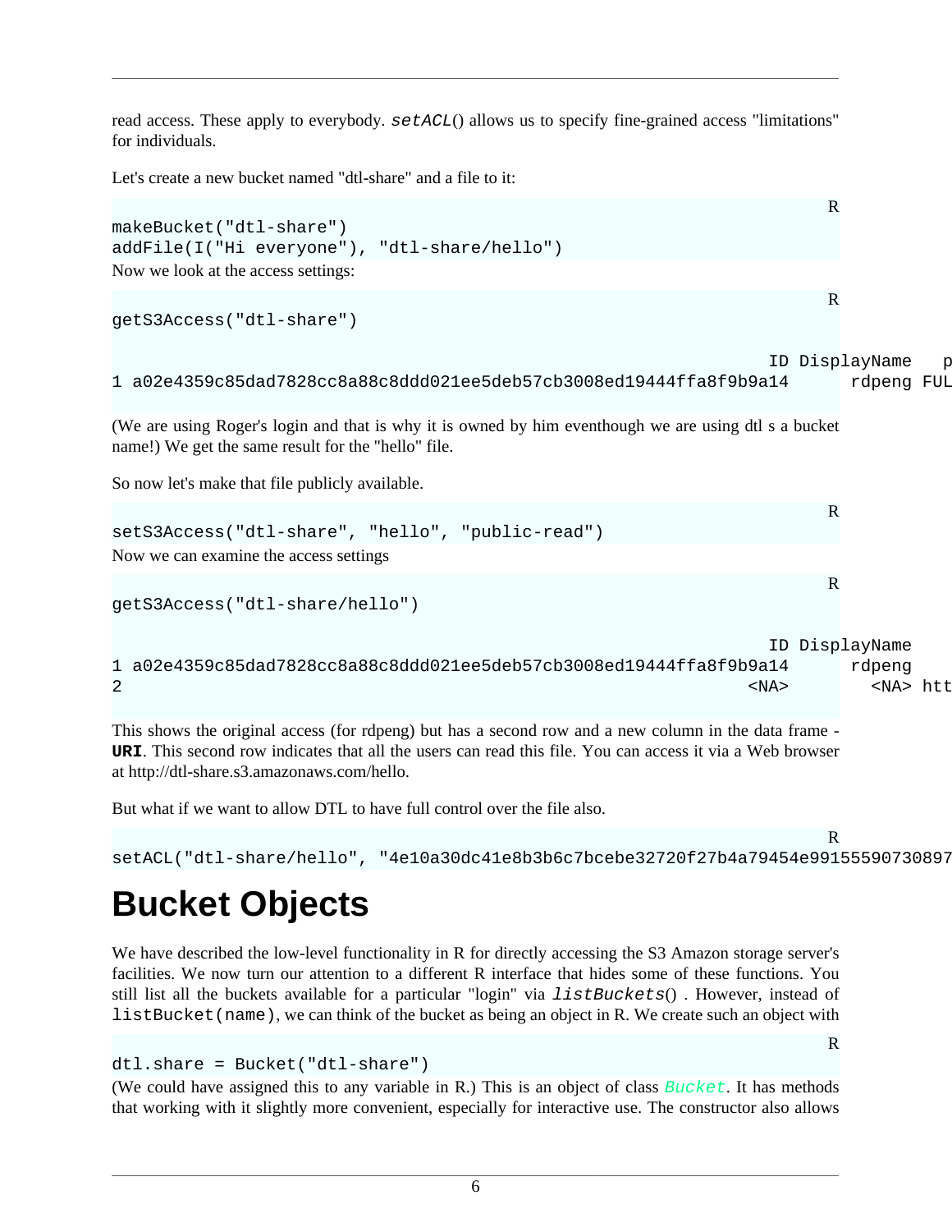read access. These apply to everybody. *setACL*() allows us to specify fine-grained access "limitations" for individuals.

Let's create a new bucket named "dtl-share" and a file to it:

```r
makeBucket("dtl-share")
addFile(I("Hi everyone"), "dtl-share/hello")
```

Now we look at the access settings:

```r
getS3Access("dtl-share")
```

```
                                                                ID DisplayName   p
1 a02e4359c85dad7828cc8a88c8ddd021ee5deb57cb3008ed19444ffa8f9b9a14      rdpeng FUL
```

(We are using Roger's login and that is why it is owned by him eventhough we are using dtl s a bucket name!) We get the same result for the "hello" file.

So now let's make that file publicly available.

```r
setS3Access("dtl-share", "hello", "public-read")
```

Now we can examine the access settings

```r
getS3Access("dtl-share/hello")
```

```
                                                                ID DisplayName
1 a02e4359c85dad7828cc8a88c8ddd021ee5deb57cb3008ed19444ffa8f9b9a14      rdpeng
2                                                             <NA>        <NA> htt
```

This shows the original access (for rdpeng) but has a second row and a new column in the data frame - **URI**. This second row indicates that all the users can read this file. You can access it via a Web browser at http://dtl-share.s3.amazonaws.com/hello.

But what if we want to allow DTL to have full control over the file also.

```r
setACL("dtl-share/hello", "4e10a30dc41e8b3b6c7bcebe32720f27b4a79454e99155590730897
```

# Bucket Objects

We have described the low-level functionality in R for directly accessing the S3 Amazon storage server's facilities. We now turn our attention to a different R interface that hides some of these functions. You still list all the buckets available for a particular "login" via *listBuckets*() . However, instead of `listBucket(name)`, we can think of the bucket as being an object in R. We create such an object with

```r
dtl.share = Bucket("dtl-share")
```

(We could have assigned this to any variable in R.) This is an object of class *Bucket*. It has methods that working with it slightly more convenient, especially for interactive use. The constructor also allows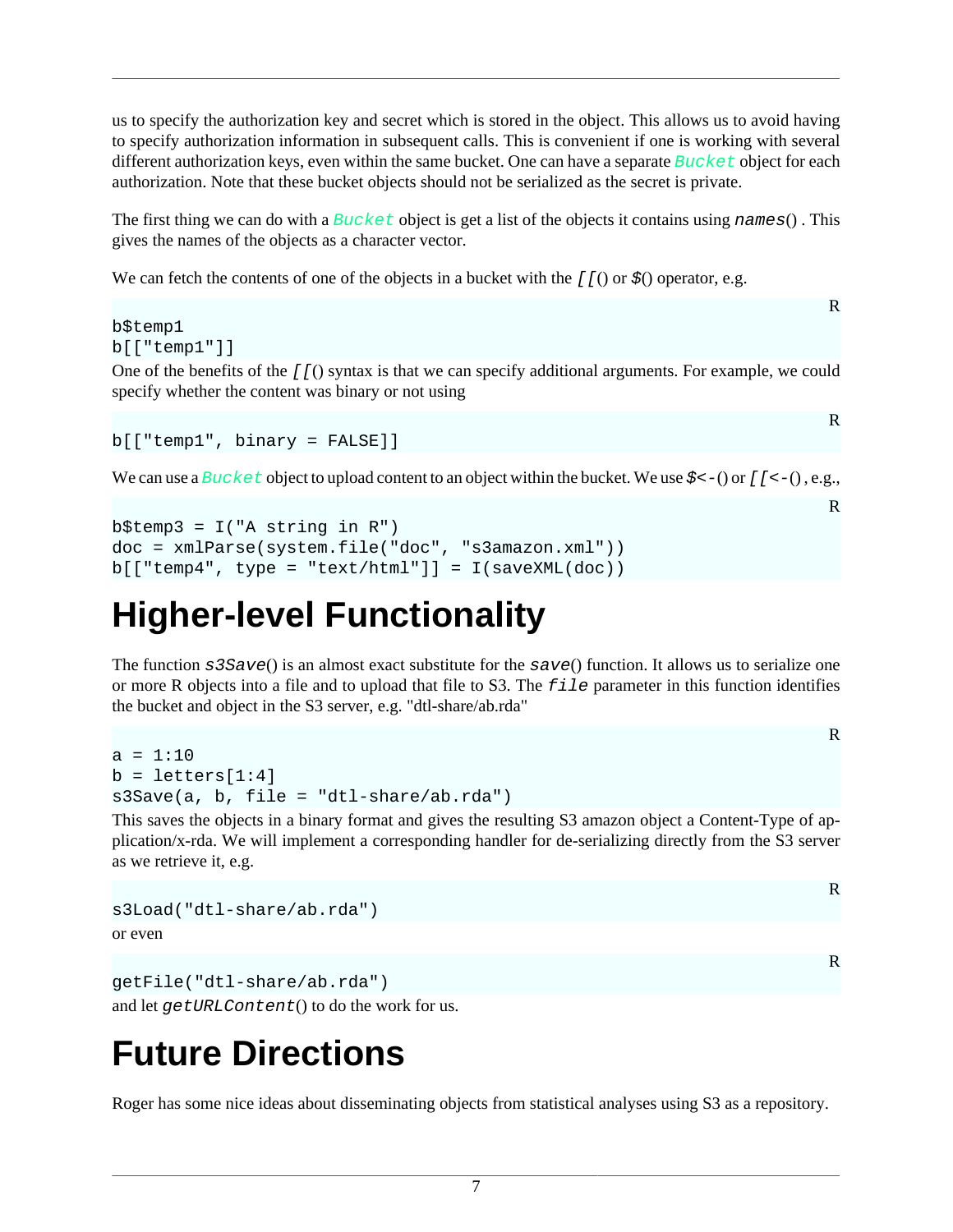us to specify the authorization key and secret which is stored in the object. This allows us to avoid having to specify authorization information in subsequent calls. This is convenient if one is working with several different authorization keys, even within the same bucket. One can have a separate `Bucket` object for each authorization. Note that these bucket objects should not be serialized as the secret is private.

The first thing we can do with a `Bucket` object is get a list of the objects it contains using `names()`. This gives the names of the objects as a character vector.

We can fetch the contents of one of the objects in a bucket with the `[[()` or `$()` operator, e.g.

```r
b$temp1
b[["temp1"]]
```

One of the benefits of the `[[()` syntax is that we can specify additional arguments. For example, we could specify whether the content was binary or not using

```r
b[["temp1", binary = FALSE]]
```

We can use a `Bucket` object to upload content to an object within the bucket. We use `$<-()` or `[[<-()`, e.g.,

```r
b$temp3 = I("A string in R")
doc = xmlParse(system.file("doc", "s3amazon.xml"))
b[["temp4", type = "text/html"]] = I(saveXML(doc))
```

# Higher-level Functionality

The function `s3Save()` is an almost exact substitute for the `save()` function. It allows us to serialize one or more R objects into a file and to upload that file to S3. The `file` parameter in this function identifies the bucket and object in the S3 server, e.g. "dtl-share/ab.rda"

```r
a = 1:10
b = letters[1:4]
s3Save(a, b, file = "dtl-share/ab.rda")
```

This saves the objects in a binary format and gives the resulting S3 amazon object a Content-Type of application/x-rda. We will implement a corresponding handler for de-serializing directly from the S3 server as we retrieve it, e.g.

```r
s3Load("dtl-share/ab.rda")
```

or even

```r
getFile("dtl-share/ab.rda")
```

and let `getURLContent()` to do the work for us.

# Future Directions

Roger has some nice ideas about disseminating objects from statistical analyses using S3 as a repository.